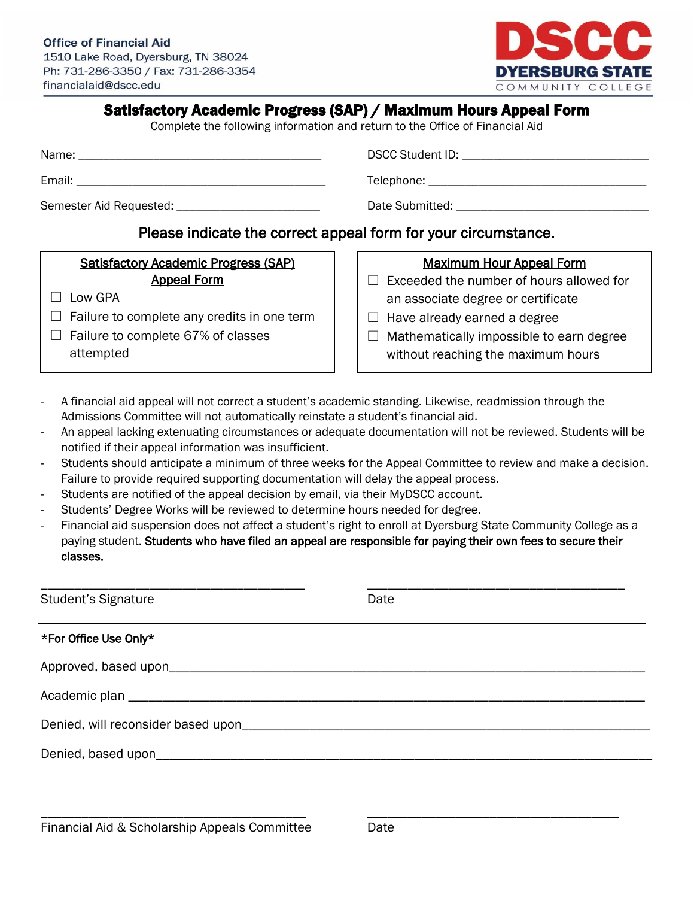Office of Financial Aid
1510 Lake Road, Dyersburg, TN 38024
Ph: 731-286-3350 / Fax: 731-286-3354
financialaid@dscc.edu

**DSCC**
**DYERSBURG STATE**
COMMUNITY COLLEGE

# Satisfactory Academic Progress (SAP) / Maximum Hours Appeal Form

Complete the following information and return to the Office of Financial Aid

Name: ______________________________________ DSCC Student ID: ____________________________

Email: ______________________________________ Telephone: __________________________________

Semester Aid Requested: ______________________ Date Submitted: ______________________________

## Please indicate the correct appeal form for your circumstance.

| Satisfactory Academic Progress (SAP) Appeal Form | Maximum Hour Appeal Form |
|---|---|
| ☐ Low GPA | ☐ Exceeded the number of hours allowed for an associate degree or certificate |
| ☐ Failure to complete any credits in one term | ☐ Have already earned a degree |
| ☐ Failure to complete 67% of classes attempted | ☐ Mathematically impossible to earn degree without reaching the maximum hours |

- A financial aid appeal will not correct a student's academic standing. Likewise, readmission through the Admissions Committee will not automatically reinstate a student's financial aid.
- An appeal lacking extenuating circumstances or adequate documentation will not be reviewed. Students will be notified if their appeal information was insufficient.
- Students should anticipate a minimum of three weeks for the Appeal Committee to review and make a decision. Failure to provide required supporting documentation will delay the appeal process.
- Students are notified of the appeal decision by email, via their MyDSCC account.
- Students' Degree Works will be reviewed to determine hours needed for degree.
- Financial aid suspension does not affect a student's right to enroll at Dyersburg State Community College as a paying student. **Students who have filed an appeal are responsible for paying their own fees to secure their classes.**

________________________________________ ________________________________________

Student's Signature Date

---

**\*For Office Use Only\***

Approved, based upon____________________________________________________________________

Academic plan _________________________________________________________________________

Denied, will reconsider based upon________________________________________________________

Denied, based upon______________________________________________________________________

________________________________________ ________________________________________

Financial Aid & Scholarship Appeals Committee Date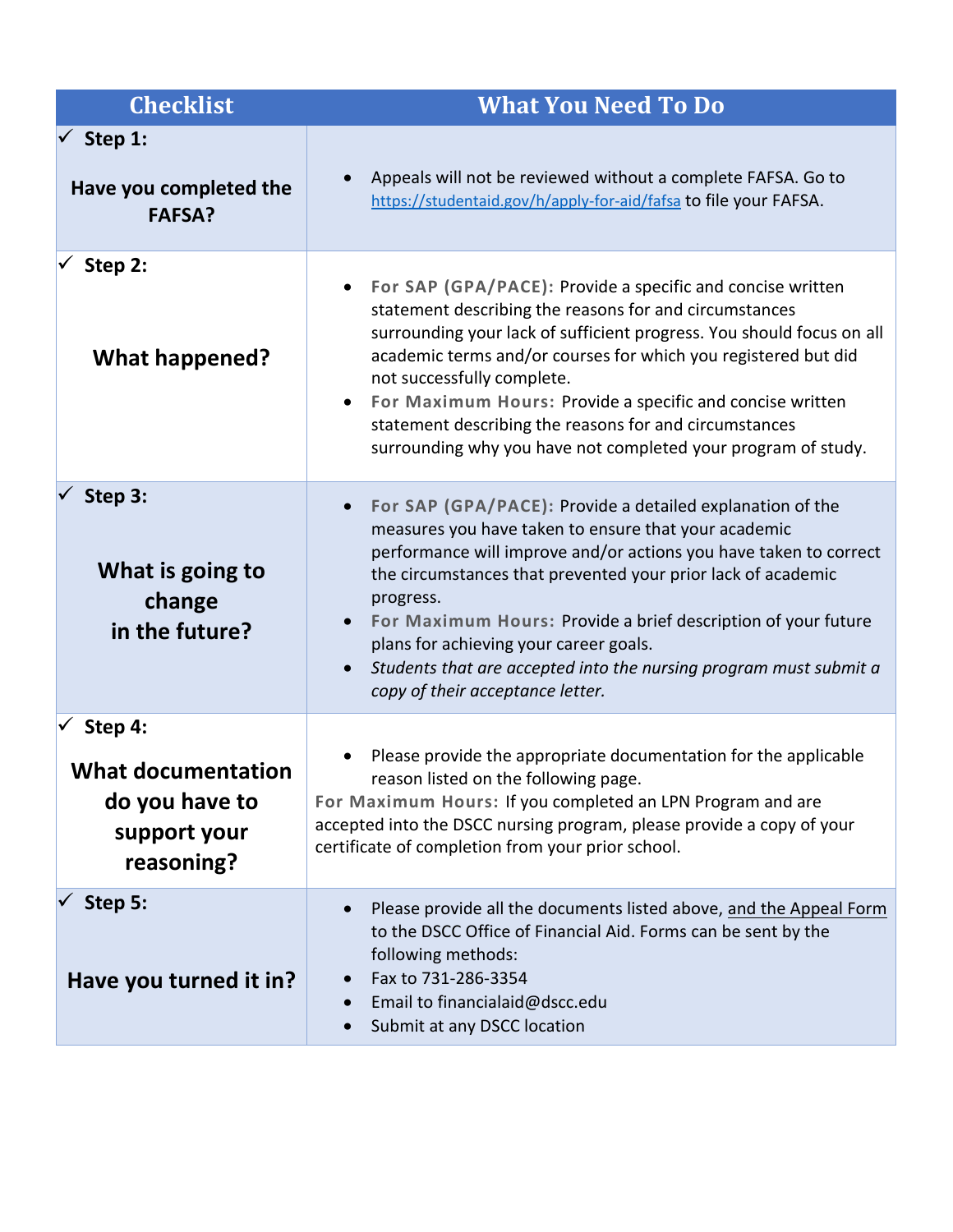| Checklist | What You Need To Do |
|---|---|
| ✓ **Step 1:** **Have you completed the FAFSA?** | • Appeals will not be reviewed without a complete FAFSA. Go to [https://studentaid.gov/h/apply-for-aid/fafsa](https://studentaid.gov/h/apply-for-aid/fafsa) to file your FAFSA. |
| ✓ **Step 2:** **What happened?** | • **For SAP (GPA/PACE):** Provide a specific and concise written statement describing the reasons for and circumstances surrounding your lack of sufficient progress. You should focus on all academic terms and/or courses for which you registered but did not successfully complete.<br>• **For Maximum Hours:** Provide a specific and concise written statement describing the reasons for and circumstances surrounding why you have not completed your program of study. |
| ✓ **Step 3:** **What is going to change in the future?** | • **For SAP (GPA/PACE):** Provide a detailed explanation of the measures you have taken to ensure that your academic performance will improve and/or actions you have taken to correct the circumstances that prevented your prior lack of academic progress.<br>• **For Maximum Hours:** Provide a brief description of your future plans for achieving your career goals.<br>• *Students that are accepted into the nursing program must submit a copy of their acceptance letter.* |
| ✓ **Step 4:** **What documentation do you have to support your reasoning?** | • Please provide the appropriate documentation for the applicable reason listed on the following page.<br>**For Maximum Hours:** If you completed an LPN Program and are accepted into the DSCC nursing program, please provide a copy of your certificate of completion from your prior school. |
| ✓ **Step 5:** **Have you turned it in?** | • Please provide all the documents listed above, and the Appeal Form to the DSCC Office of Financial Aid. Forms can be sent by the following methods:<br>• Fax to 731-286-3354<br>• Email to financialaid@dscc.edu<br>• Submit at any DSCC location |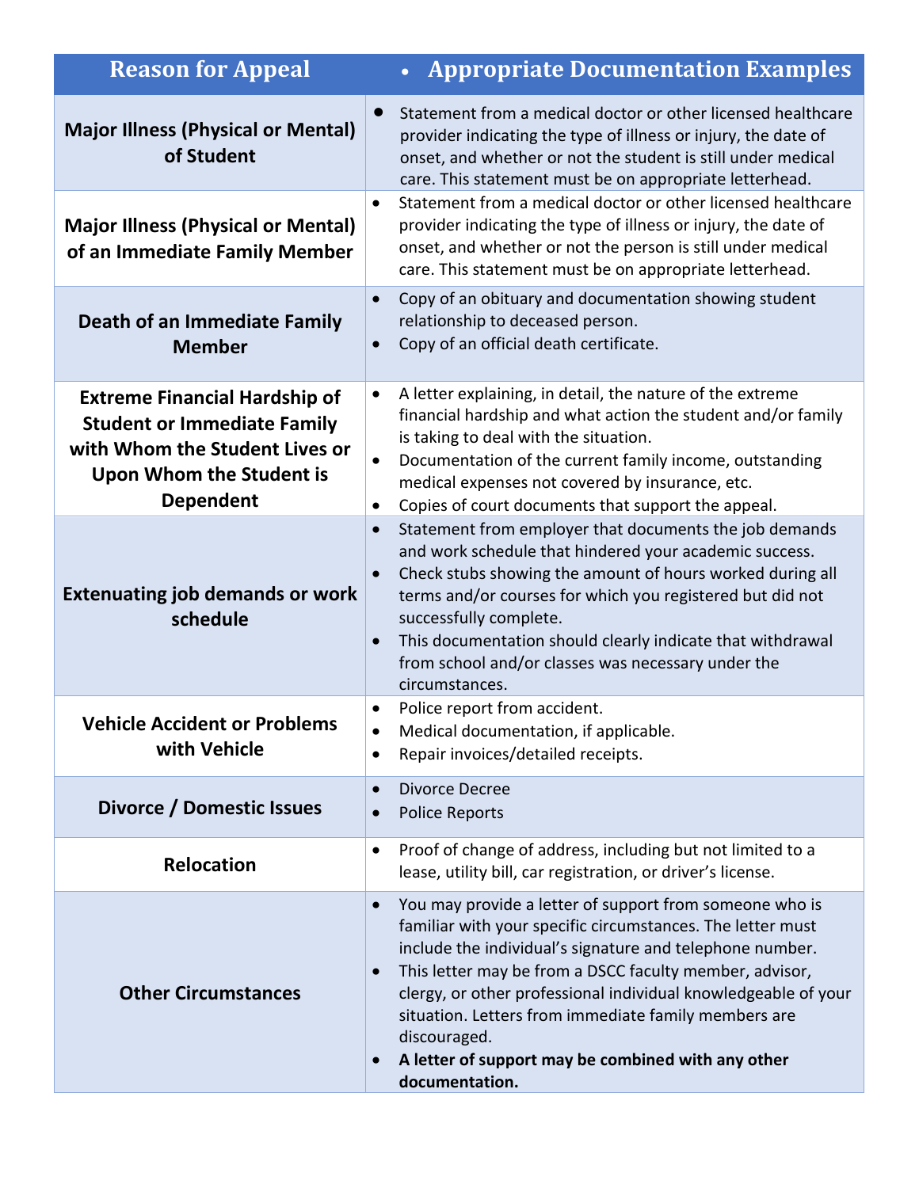| Reason for Appeal | • Appropriate Documentation Examples |
|---|---|
| **Major Illness (Physical or Mental) of Student** | • Statement from a medical doctor or other licensed healthcare provider indicating the type of illness or injury, the date of onset, and whether or not the student is still under medical care. This statement must be on appropriate letterhead. |
| **Major Illness (Physical or Mental) of an Immediate Family Member** | • Statement from a medical doctor or other licensed healthcare provider indicating the type of illness or injury, the date of onset, and whether or not the person is still under medical care. This statement must be on appropriate letterhead. |
| **Death of an Immediate Family Member** | • Copy of an obituary and documentation showing student relationship to deceased person.<br>• Copy of an official death certificate. |
| **Extreme Financial Hardship of Student or Immediate Family with Whom the Student Lives or Upon Whom the Student is Dependent** | • A letter explaining, in detail, the nature of the extreme financial hardship and what action the student and/or family is taking to deal with the situation.<br>• Documentation of the current family income, outstanding medical expenses not covered by insurance, etc.<br>• Copies of court documents that support the appeal. |
| **Extenuating job demands or work schedule** | • Statement from employer that documents the job demands and work schedule that hindered your academic success.<br>• Check stubs showing the amount of hours worked during all terms and/or courses for which you registered but did not successfully complete.<br>• This documentation should clearly indicate that withdrawal from school and/or classes was necessary under the circumstances. |
| **Vehicle Accident or Problems with Vehicle** | • Police report from accident.<br>• Medical documentation, if applicable.<br>• Repair invoices/detailed receipts. |
| **Divorce / Domestic Issues** | • Divorce Decree<br>• Police Reports |
| **Relocation** | • Proof of change of address, including but not limited to a lease, utility bill, car registration, or driver's license. |
| **Other Circumstances** | • You may provide a letter of support from someone who is familiar with your specific circumstances. The letter must include the individual's signature and telephone number.<br>• This letter may be from a DSCC faculty member, advisor, clergy, or other professional individual knowledgeable of your situation. Letters from immediate family members are discouraged.<br>• **A letter of support may be combined with any other documentation.** |